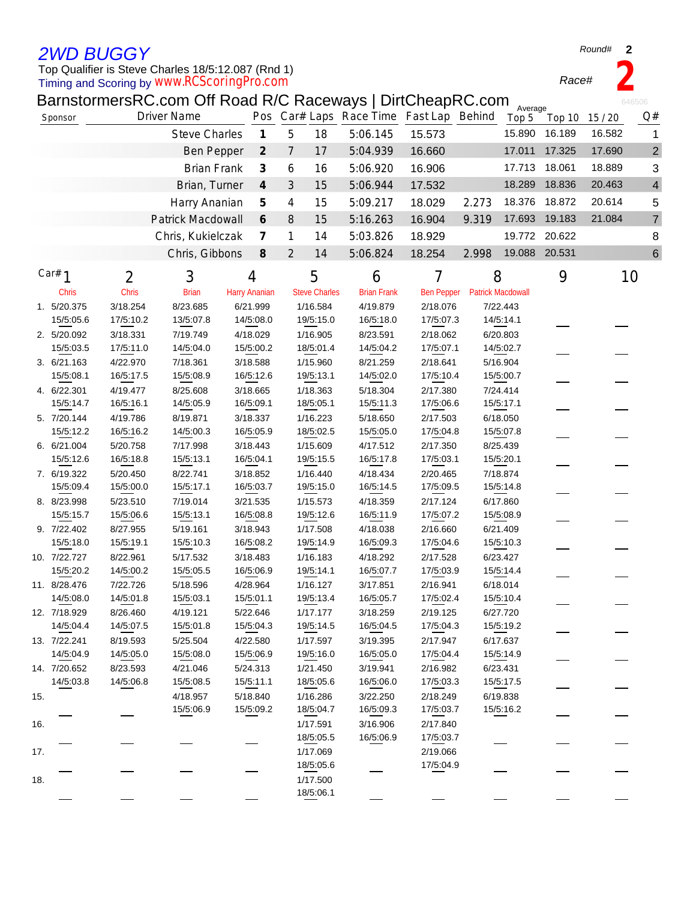## 2WD BUGGY

Round# 2

Top Qualifier is Steve Charles 18/5:12.087 (Rnd 1)

Timing and Scoring by www.RCScoringPro.com

Race# 2

BarnstormersRC.com Off Road R/C Raceways | DirtCheapRC.com

646506

| Sponsor | Driver Name | Pos | Car# | Laps | Race Time | Fast Lap | Behind | Average Top 5 | Top 10 | 15 / 20 | Q# |
|---|---|---|---|---|---|---|---|---|---|---|---|
| | Steve Charles | 1 | 5 | 18 | 5:06.145 | 15.573 | | 15.890 | 16.189 | 16.582 | 1 |
| | Ben Pepper | 2 | 7 | 17 | 5:04.939 | 16.660 | | 17.011 | 17.325 | 17.690 | 2 |
| | Brian Frank | 3 | 6 | 16 | 5:06.920 | 16.906 | | 17.713 | 18.061 | 18.889 | 3 |
| | Brian, Turner | 4 | 3 | 15 | 5:06.944 | 17.532 | | 18.289 | 18.836 | 20.463 | 4 |
| | Harry Ananian | 5 | 4 | 15 | 5:09.217 | 18.029 | 2.273 | 18.376 | 18.872 | 20.614 | 5 |
| | Patrick Macdowall | 6 | 8 | 15 | 5:16.263 | 16.904 | 9.319 | 17.693 | 19.183 | 21.084 | 7 |
| | Chris, Kukielczak | 7 | 1 | 14 | 5:03.826 | 18.929 | | 19.772 | 20.622 | | 8 |
| | Chris, Gibbons | 8 | 2 | 14 | 5:06.824 | 18.254 | 2.998 | 19.088 | 20.531 | | 6 |

| Car# | 1 | 2 | 3 | 4 | 5 | 6 | 7 | 8 | 9 | 10 |
|---|---|---|---|---|---|---|---|---|---|---|
| | Chris | Chris | Brian | Harry Ananian | Steve Charles | Brian Frank | Ben Pepper | Patrick Macdowall | | |
| 1. | 5/20.375<br>15/5:05.6 | 3/18.254<br>17/5:10.2 | 8/23.685<br>13/5:07.8 | 6/21.999<br>14/5:08.0 | 1/16.584<br>19/5:15.0 | 4/19.879<br>16/5:18.0 | 2/18.076<br>17/5:07.3 | 7/22.443<br>14/5:14.1 | | |
| 2. | 5/20.092<br>15/5:03.5 | 3/18.331<br>17/5:11.0 | 7/19.749<br>14/5:04.0 | 4/18.029<br>15/5:00.2 | 1/16.905<br>18/5:01.4 | 8/23.591<br>14/5:04.2 | 2/18.062<br>17/5:07.1 | 6/20.803<br>14/5:02.7 | | |
| 3. | 6/21.163<br>15/5:08.1 | 4/22.970<br>16/5:17.5 | 7/18.361<br>15/5:08.9 | 3/18.588<br>16/5:12.6 | 1/15.960<br>19/5:13.1 | 8/21.259<br>14/5:02.0 | 2/18.641<br>17/5:10.4 | 5/16.904<br>15/5:00.7 | | |
| 4. | 6/22.301<br>15/5:14.7 | 4/19.477<br>16/5:16.1 | 8/25.608<br>14/5:05.9 | 3/18.665<br>16/5:09.1 | 1/18.363<br>18/5:05.1 | 5/18.304<br>15/5:11.3 | 2/17.380<br>17/5:06.6 | 7/24.414<br>15/5:17.1 | | |
| 5. | 7/20.144<br>15/5:12.2 | 4/19.786<br>16/5:16.2 | 8/19.871<br>14/5:00.3 | 3/18.337<br>16/5:05.9 | 1/16.223<br>18/5:02.5 | 5/18.650<br>15/5:05.0 | 2/17.503<br>17/5:04.8 | 6/18.050<br>15/5:07.8 | | |
| 6. | 6/21.004<br>15/5:12.6 | 5/20.758<br>16/5:18.8 | 7/17.998<br>15/5:13.1 | 3/18.443<br>16/5:04.1 | 1/15.609<br>19/5:15.5 | 4/17.512<br>16/5:17.8 | 2/17.350<br>17/5:03.1 | 8/25.439<br>15/5:20.1 | | |
| 7. | 6/19.322<br>15/5:09.4 | 5/20.450<br>15/5:00.0 | 8/22.741<br>15/5:17.1 | 3/18.852<br>16/5:03.7 | 1/16.440<br>19/5:15.0 | 4/18.434<br>16/5:14.5 | 2/20.465<br>17/5:09.5 | 7/18.874<br>15/5:14.8 | | |
| 8. | 8/23.998<br>15/5:15.7 | 5/23.510<br>15/5:06.6 | 7/19.014<br>15/5:13.1 | 3/21.535<br>16/5:08.8 | 1/15.573<br>19/5:12.6 | 4/18.359<br>16/5:11.9 | 2/17.124<br>17/5:07.2 | 6/17.860<br>15/5:08.9 | | |
| 9. | 7/22.402<br>15/5:18.0 | 8/27.955<br>15/5:19.1 | 5/19.161<br>15/5:10.3 | 3/18.943<br>16/5:08.2 | 1/17.508<br>19/5:14.9 | 4/18.038<br>16/5:09.3 | 2/16.660<br>17/5:04.6 | 6/21.409<br>15/5:10.3 | | |
| 10. | 7/22.727<br>15/5:20.2 | 8/22.961<br>14/5:00.2 | 5/17.532<br>15/5:05.5 | 3/18.483<br>16/5:06.9 | 1/16.183<br>19/5:14.1 | 4/18.292<br>16/5:07.7 | 2/17.528<br>17/5:03.9 | 6/23.427<br>15/5:14.4 | | |
| 11. | 8/28.476<br>14/5:08.0 | 7/22.726<br>14/5:01.8 | 5/18.596<br>15/5:03.1 | 4/28.964<br>15/5:01.1 | 1/16.127<br>19/5:13.4 | 3/17.851<br>16/5:05.7 | 2/16.941<br>17/5:02.4 | 6/18.014<br>15/5:10.4 | | |
| 12. | 7/18.929<br>14/5:04.4 | 8/26.460<br>14/5:07.5 | 4/19.121<br>15/5:01.8 | 5/22.646<br>15/5:04.3 | 1/17.177<br>19/5:14.5 | 3/18.259<br>16/5:04.5 | 2/19.125<br>17/5:04.3 | 6/27.720<br>15/5:19.2 | | |
| 13. | 7/22.241<br>14/5:04.9 | 8/19.593<br>14/5:05.0 | 5/25.504<br>15/5:08.0 | 4/22.580<br>15/5:06.9 | 1/17.597<br>19/5:16.0 | 3/19.395<br>16/5:05.0 | 2/17.947<br>17/5:04.4 | 6/17.637<br>15/5:14.9 | | |
| 14. | 7/20.652<br>14/5:03.8 | 8/23.593<br>14/5:06.8 | 4/21.046<br>15/5:08.5 | 5/24.313<br>15/5:11.1 | 1/21.450<br>18/5:05.6 | 3/19.941<br>16/5:06.0 | 2/16.982<br>17/5:03.3 | 6/23.431<br>15/5:17.5 | | |
| 15. | | | 4/18.957<br>15/5:06.9 | 5/18.840<br>15/5:09.2 | 1/16.286<br>18/5:04.7 | 3/22.250<br>16/5:09.3 | 2/18.249<br>17/5:03.7 | 6/19.838<br>15/5:16.2 | | |
| 16. | | | | | 1/17.591<br>18/5:05.5 | 3/16.906<br>16/5:06.9 | 2/17.840<br>17/5:03.7 | | | |
| 17. | | | | | 1/17.069<br>18/5:05.6 | | 2/19.066<br>17/5:04.9 | | | |
| 18. | | | | | 1/17.500<br>18/5:06.1 | | | | | |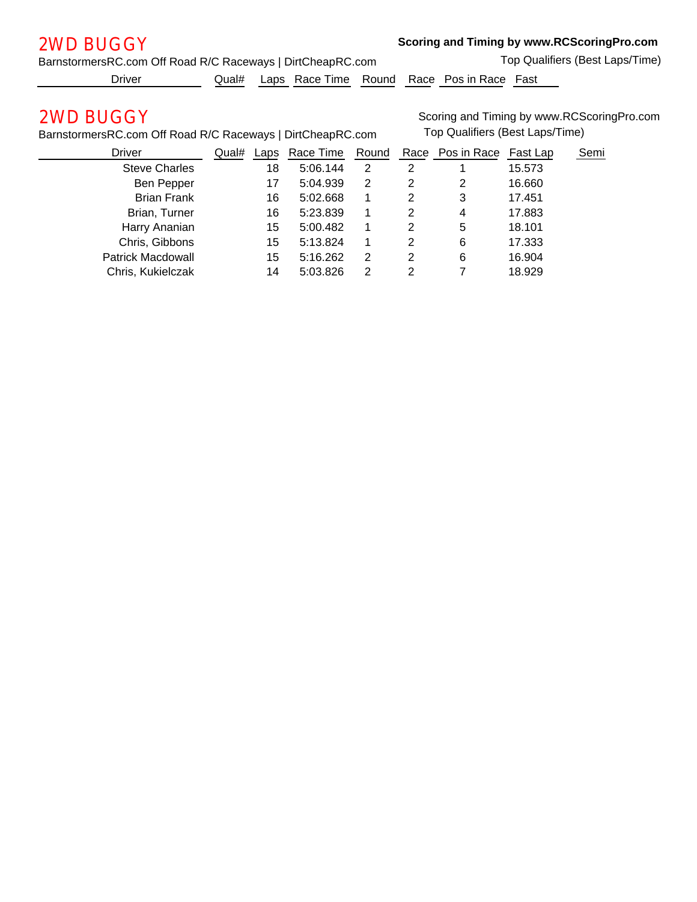# 2WD BUGGY

**Scoring and Timing by www.RCScoringPro.com**

BarnstormersRC.com Off Road R/C Raceways | DirtCheapRC.com

Top Qualifiers (Best Laps/Time)

| Driver | Qual# | Laps | Race Time | Round | Race | Pos in Race | Fast |
|---|---|---|---|---|---|---|---|

# 2WD BUGGY

Scoring and Timing by www.RCScoringPro.com

BarnstormersRC.com Off Road R/C Raceways | DirtCheapRC.com

Top Qualifiers (Best Laps/Time)

| Driver | Qual# | Laps | Race Time | Round | Race | Pos in Race | Fast Lap | Semi |
|---|---|---|---|---|---|---|---|---|
| Steve Charles | | 18 | 5:06.144 | 2 | 2 | 1 | 15.573 | |
| Ben Pepper | | 17 | 5:04.939 | 2 | 2 | 2 | 16.660 | |
| Brian Frank | | 16 | 5:02.668 | 1 | 2 | 3 | 17.451 | |
| Brian, Turner | | 16 | 5:23.839 | 1 | 2 | 4 | 17.883 | |
| Harry Ananian | | 15 | 5:00.482 | 1 | 2 | 5 | 18.101 | |
| Chris, Gibbons | | 15 | 5:13.824 | 1 | 2 | 6 | 17.333 | |
| Patrick Macdowall | | 15 | 5:16.262 | 2 | 2 | 6 | 16.904 | |
| Chris, Kukielczak | | 14 | 5:03.826 | 2 | 2 | 7 | 18.929 | |